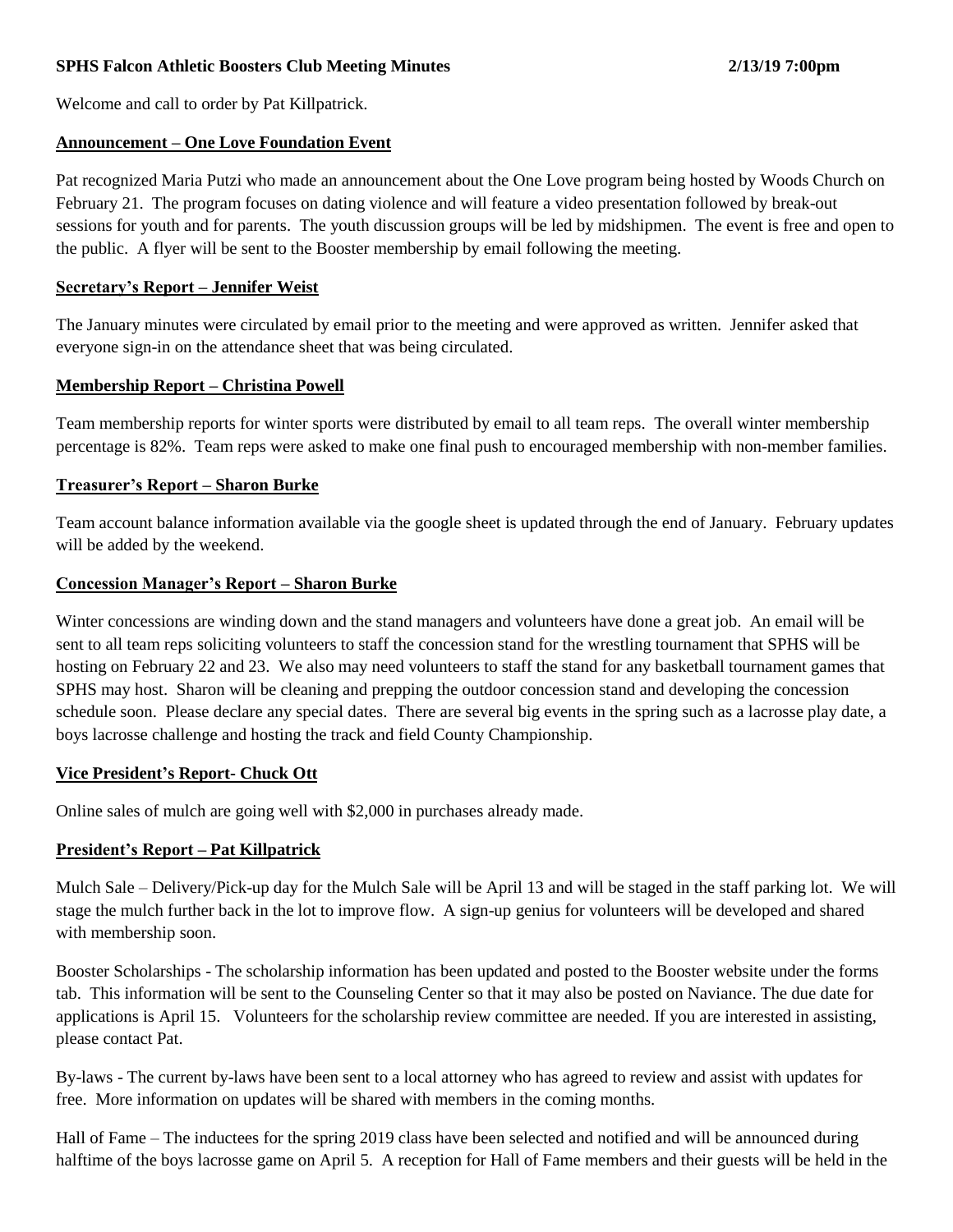**SPHS Falcon Athletic Boosters Club Meeting Minutes 2/13/19 7:00pm**

Welcome and call to order by Pat Killpatrick.

**Announcement – One Love Foundation Event**

Pat recognized Maria Putzi who made an announcement about the One Love program being hosted by Woods Church on February 21. The program focuses on dating violence and will feature a video presentation followed by break-out sessions for youth and for parents. The youth discussion groups will be led by midshipmen. The event is free and open to the public. A flyer will be sent to the Booster membership by email following the meeting.

**Secretary's Report – Jennifer Weist**

The January minutes were circulated by email prior to the meeting and were approved as written. Jennifer asked that everyone sign-in on the attendance sheet that was being circulated.

**Membership Report – Christina Powell**

Team membership reports for winter sports were distributed by email to all team reps. The overall winter membership percentage is 82%. Team reps were asked to make one final push to encouraged membership with non-member families.

**Treasurer's Report – Sharon Burke**

Team account balance information available via the google sheet is updated through the end of January. February updates will be added by the weekend.

**Concession Manager's Report – Sharon Burke**

Winter concessions are winding down and the stand managers and volunteers have done a great job. An email will be sent to all team reps soliciting volunteers to staff the concession stand for the wrestling tournament that SPHS will be hosting on February 22 and 23. We also may need volunteers to staff the stand for any basketball tournament games that SPHS may host. Sharon will be cleaning and prepping the outdoor concession stand and developing the concession schedule soon. Please declare any special dates. There are several big events in the spring such as a lacrosse play date, a boys lacrosse challenge and hosting the track and field County Championship.

**Vice President's Report- Chuck Ott**

Online sales of mulch are going well with $2,000 in purchases already made.

**President's Report – Pat Killpatrick**

Mulch Sale – Delivery/Pick-up day for the Mulch Sale will be April 13 and will be staged in the staff parking lot. We will stage the mulch further back in the lot to improve flow. A sign-up genius for volunteers will be developed and shared with membership soon.

Booster Scholarships - The scholarship information has been updated and posted to the Booster website under the forms tab. This information will be sent to the Counseling Center so that it may also be posted on Naviance. The due date for applications is April 15. Volunteers for the scholarship review committee are needed. If you are interested in assisting, please contact Pat.

By-laws - The current by-laws have been sent to a local attorney who has agreed to review and assist with updates for free. More information on updates will be shared with members in the coming months.

Hall of Fame – The inductees for the spring 2019 class have been selected and notified and will be announced during halftime of the boys lacrosse game on April 5. A reception for Hall of Fame members and their guests will be held in the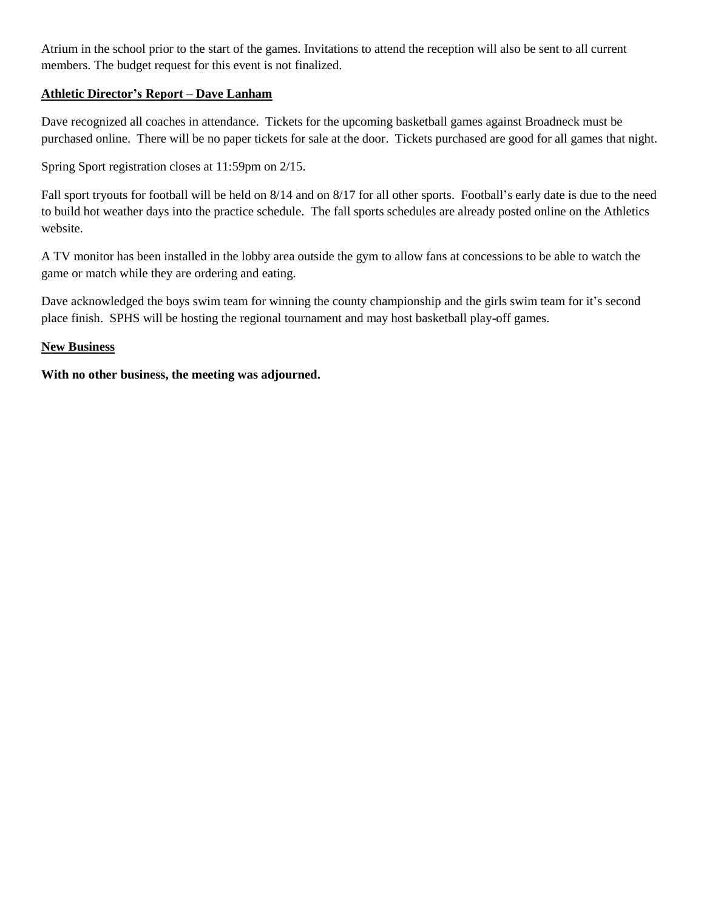Atrium in the school prior to the start of the games. Invitations to attend the reception will also be sent to all current members. The budget request for this event is not finalized.

**Athletic Director's Report – Dave Lanham**

Dave recognized all coaches in attendance. Tickets for the upcoming basketball games against Broadneck must be purchased online. There will be no paper tickets for sale at the door. Tickets purchased are good for all games that night.

Spring Sport registration closes at 11:59pm on 2/15.

Fall sport tryouts for football will be held on 8/14 and on 8/17 for all other sports. Football's early date is due to the need to build hot weather days into the practice schedule. The fall sports schedules are already posted online on the Athletics website.

A TV monitor has been installed in the lobby area outside the gym to allow fans at concessions to be able to watch the game or match while they are ordering and eating.

Dave acknowledged the boys swim team for winning the county championship and the girls swim team for it's second place finish. SPHS will be hosting the regional tournament and may host basketball play-off games.

**New Business**

**With no other business, the meeting was adjourned.**